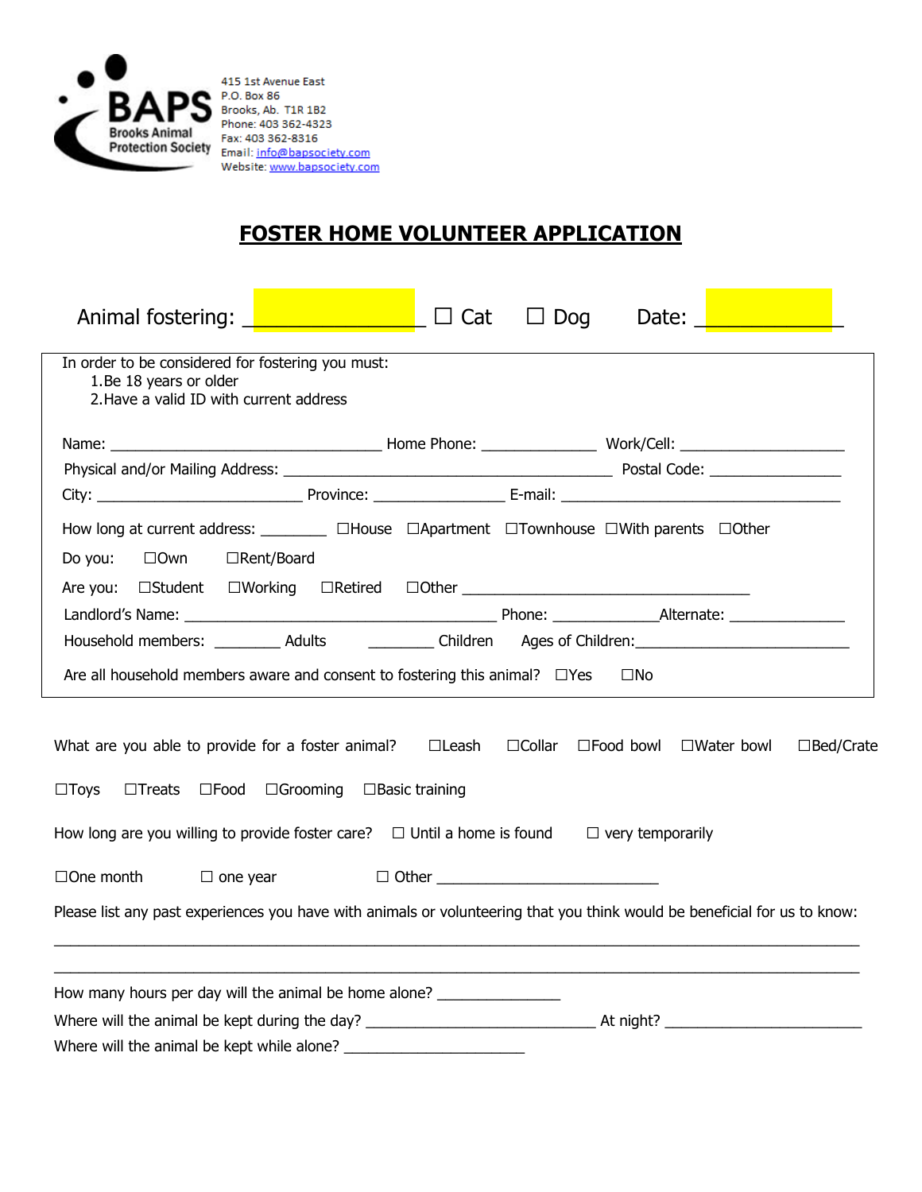BAPS
Brooks Animal Protection Society

415 1st Avenue East
P.O. Box 86
Brooks, Ab. T1R 1B2
Phone: 403 362-4323
Fax: 403 362-8316
Email: info@bapsociety.com
Website: www.bapsociety.com

# FOSTER HOME VOLUNTEER APPLICATION

Animal fostering: ________________ ☐ Cat ☐ Dog Date: ____________

In order to be considered for fostering you must:

1. Be 18 years or older
2. Have a valid ID with current address

Name: ______________________________ Home Phone: _____________ Work/Cell: __________________

Physical and/or Mailing Address: _____________________________________ Postal Code: _______________

City: _______________________ Province: _______________ E-mail: _______________________________

How long at current address: ________ ☐House ☐Apartment ☐Townhouse ☐With parents ☐Other

Do you: ☐Own ☐Rent/Board

Are you: ☐Student ☐Working ☐Retired ☐Other _________________________________

Landlord's Name: ___________________________________ Phone: ____________Alternate: _____________

Household members: ________ Adults ________ Children Ages of Children:________________________

Are all household members aware and consent to fostering this animal? ☐Yes ☐No

What are you able to provide for a foster animal? ☐Leash ☐Collar ☐Food bowl ☐Water bowl ☐Bed/Crate ☐Toys ☐Treats ☐Food ☐Grooming ☐Basic training

How long are you willing to provide foster care? ☐ Until a home is found ☐ very temporarily ☐One month ☐ one year ☐ Other _________________________

Please list any past experiences you have with animals or volunteering that you think would be beneficial for us to know:

_____________________________________________________________________________________

_____________________________________________________________________________________

How many hours per day will the animal be home alone? ______________

Where will the animal be kept during the day? __________________________ At night? ______________________

Where will the animal be kept while alone? _____________________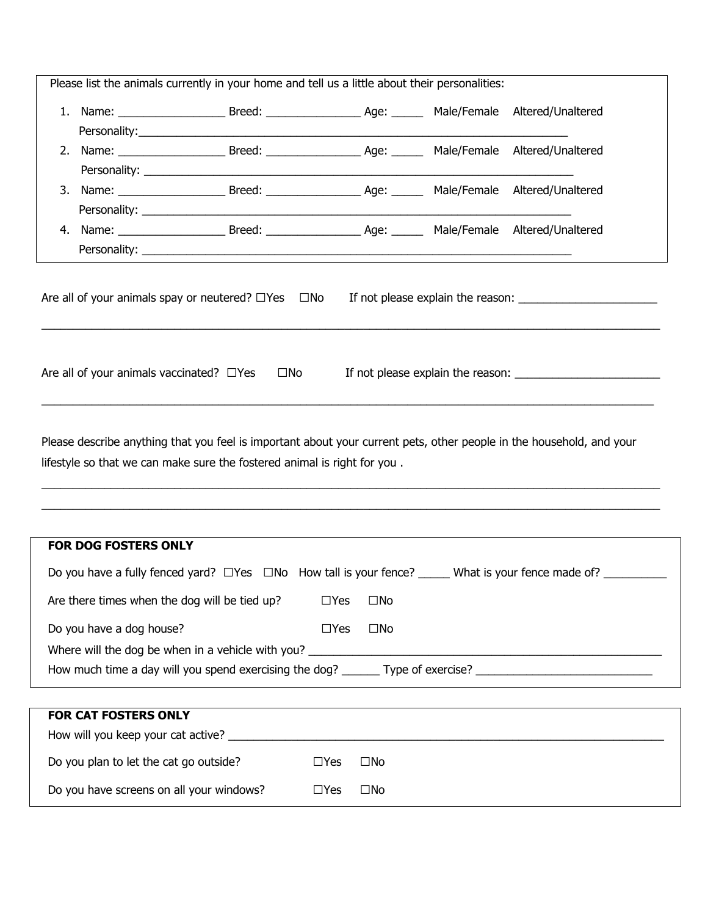Please list the animals currently in your home and tell us a little about their personalities:

1. Name: _________________ Breed: _______________ Age: _____ Male/Female Altered/Unaltered
   Personality:_____________________________________________________________________
2. Name: _________________ Breed: _______________ Age: _____ Male/Female Altered/Unaltered
   Personality: _____________________________________________________________________
3. Name: _________________ Breed: _______________ Age: _____ Male/Female Altered/Unaltered
   Personality: _____________________________________________________________________
4. Name: _________________ Breed: _______________ Age: _____ Male/Female Altered/Unaltered
   Personality: _____________________________________________________________________

Are all of your animals spay or neutered? ☐Yes ☐No If not please explain the reason: ______________________

_____________________________________________________________________________________________

Are all of your animals vaccinated? ☐Yes ☐No If not please explain the reason: ________________________

_____________________________________________________________________________________________

Please describe anything that you feel is important about your current pets, other people in the household, and your lifestyle so that we can make sure the fostered animal is right for you .

_____________________________________________________________________________________________

_____________________________________________________________________________________________

**FOR DOG FOSTERS ONLY**

Do you have a fully fenced yard? ☐Yes ☐No How tall is your fence? _____ What is your fence made of? __________

Are there times when the dog will be tied up? ☐Yes ☐No

Do you have a dog house? ☐Yes ☐No

Where will the dog be when in a vehicle with you? ________________________________________________________

How much time a day will you spend exercising the dog? ______ Type of exercise? ____________________________

**FOR CAT FOSTERS ONLY**

How will you keep your cat active? ______________________________________________________________________

Do you plan to let the cat go outside? ☐Yes ☐No

Do you have screens on all your windows? ☐Yes ☐No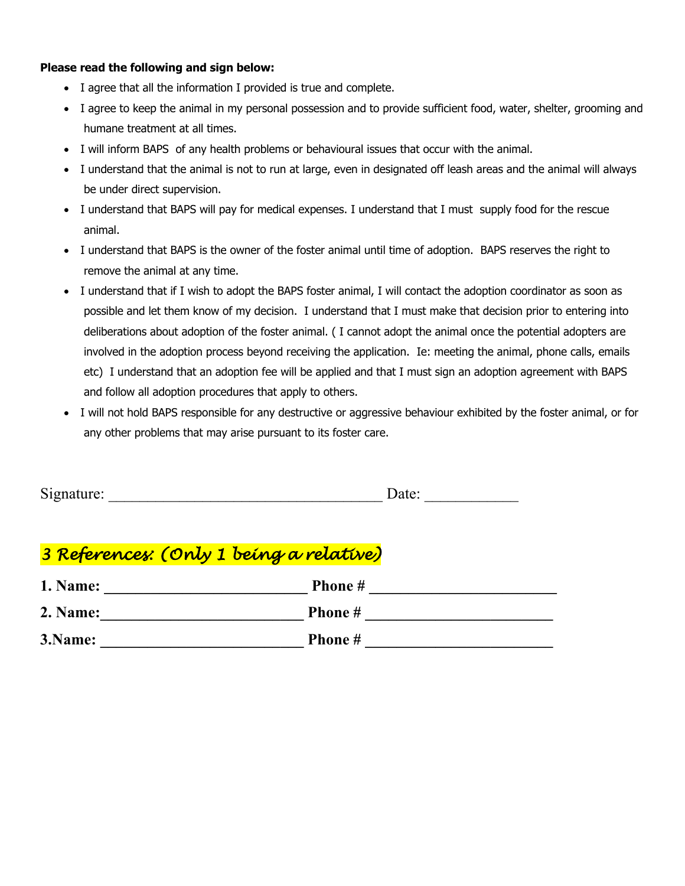**Please read the following and sign below:**

- I agree that all the information I provided is true and complete.
- I agree to keep the animal in my personal possession and to provide sufficient food, water, shelter, grooming and humane treatment at all times.
- I will inform BAPS of any health problems or behavioural issues that occur with the animal.
- I understand that the animal is not to run at large, even in designated off leash areas and the animal will always be under direct supervision.
- I understand that BAPS will pay for medical expenses. I understand that I must supply food for the rescue animal.
- I understand that BAPS is the owner of the foster animal until time of adoption. BAPS reserves the right to remove the animal at any time.
- I understand that if I wish to adopt the BAPS foster animal, I will contact the adoption coordinator as soon as possible and let them know of my decision. I understand that I must make that decision prior to entering into deliberations about adoption of the foster animal. ( I cannot adopt the animal once the potential adopters are involved in the adoption process beyond receiving the application. Ie: meeting the animal, phone calls, emails etc) I understand that an adoption fee will be applied and that I must sign an adoption agreement with BAPS and follow all adoption procedures that apply to others.
- I will not hold BAPS responsible for any destructive or aggressive behaviour exhibited by the foster animal, or for any other problems that may arise pursuant to its foster care.

Signature: ___________________________________ Date: ____________

## *3 References: (Only 1 being a relative)*

**1. Name: __________________________ Phone # ________________________**

**2. Name:__________________________ Phone # ________________________**

**3.Name: __________________________ Phone # ________________________**